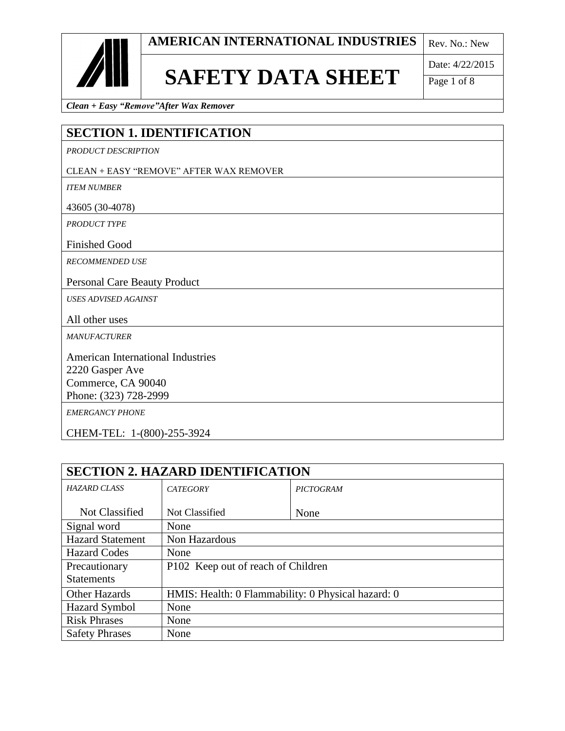# AMERICAN INTERNATIONAL INDUSTRIES

# SAFETY DATA SHEET

Rev. No.: New
Date: 4/22/2015

***Clean + Easy "Remove"After Wax Remover***

## SECTION 1. IDENTIFICATION

*PRODUCT DESCRIPTION*

CLEAN + EASY "REMOVE" AFTER WAX REMOVER

*ITEM NUMBER*

43605 (30-4078)

*PRODUCT TYPE*

Finished Good

*RECOMMENDED USE*

Personal Care Beauty Product

*USES ADVISED AGAINST*

All other uses

*MANUFACTURER*

American International Industries
2220 Gasper Ave
Commerce, CA 90040
Phone: (323) 728-2999

*EMERGANCY PHONE*

CHEM-TEL: 1-(800)-255-3924

## SECTION 2. HAZARD IDENTIFICATION

| *HAZARD CLASS* | *CATEGORY* | *PICTOGRAM* |
|---|---|---|
| Not Classified | Not Classified | None |
| Signal word | None | |
| Hazard Statement | Non Hazardous | |
| Hazard Codes | None | |
| Precautionary Statements | P102 Keep out of reach of Children | |
| Other Hazards | HMIS: Health: 0 Flammability: 0 Physical hazard: 0 | |
| Hazard Symbol | None | |
| Risk Phrases | None | |
| Safety Phrases | None | |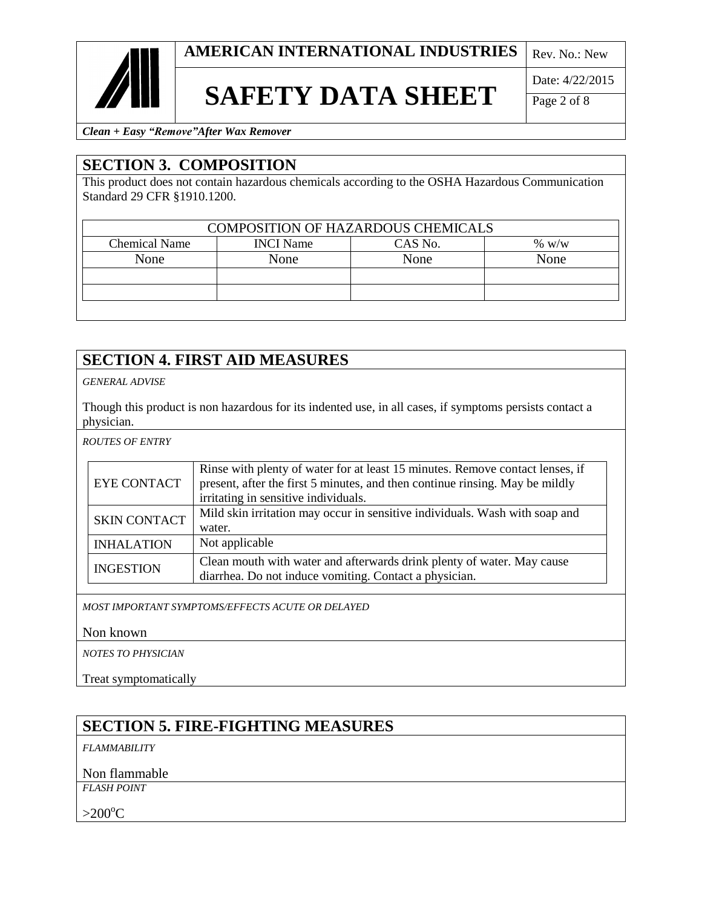## SECTION 3. COMPOSITION

This product does not contain hazardous chemicals according to the OSHA Hazardous Communication Standard 29 CFR §1910.1200.

| COMPOSITION OF HAZARDOUS CHEMICALS | | | |
|---|---|---|---|
| Chemical Name | INCI Name | CAS No. | % w/w |
| None | None | None | None |
| | | | |
| | | | |

## SECTION 4. FIRST AID MEASURES

*GENERAL ADVISE*

Though this product is non hazardous for its indented use, in all cases, if symptoms persists contact a physician.

*ROUTES OF ENTRY*

| | |
|---|---|
| EYE CONTACT | Rinse with plenty of water for at least 15 minutes. Remove contact lenses, if present, after the first 5 minutes, and then continue rinsing. May be mildly irritating in sensitive individuals. |
| SKIN CONTACT | Mild skin irritation may occur in sensitive individuals. Wash with soap and water. |
| INHALATION | Not applicable |
| INGESTION | Clean mouth with water and afterwards drink plenty of water. May cause diarrhea. Do not induce vomiting. Contact a physician. |

*MOST IMPORTANT SYMPTOMS/EFFECTS ACUTE OR DELAYED*

Non known

*NOTES TO PHYSICIAN*

Treat symptomatically

## SECTION 5. FIRE-FIGHTING MEASURES

*FLAMMABILITY*

Non flammable

*FLASH POINT*

>200$^{o}$C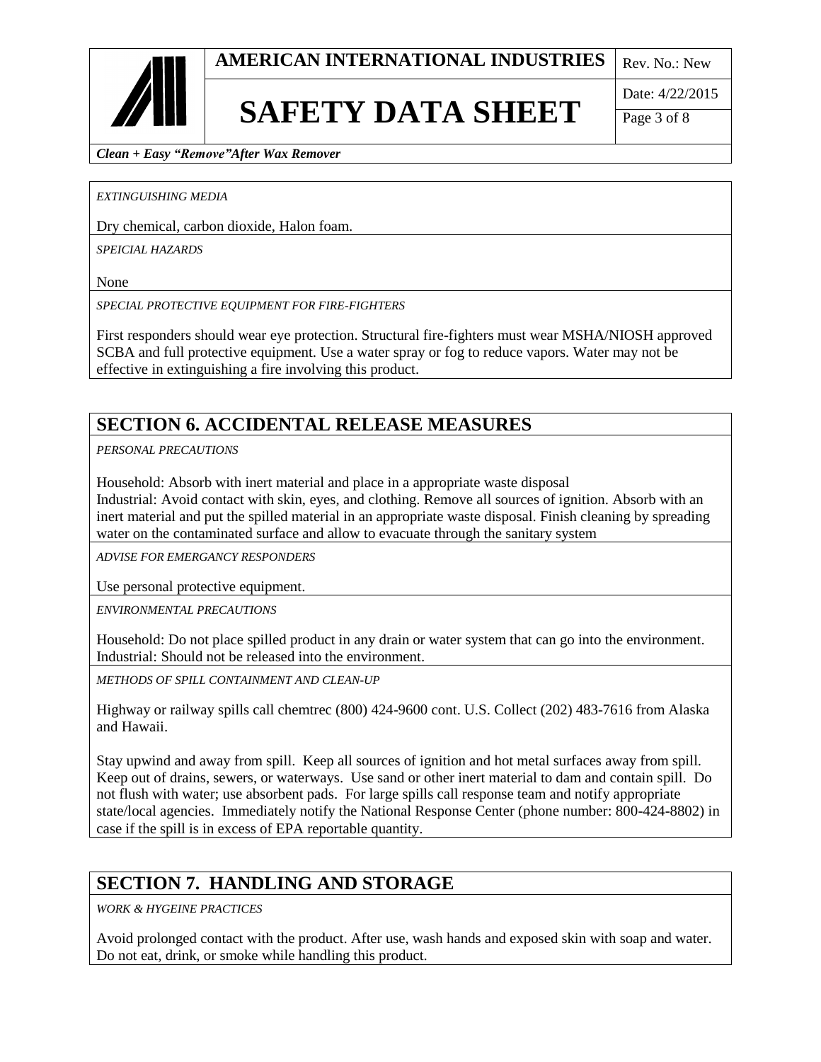*EXTINGUISHING MEDIA*

Dry chemical, carbon dioxide, Halon foam.

*SPEICIAL HAZARDS*

None

*SPECIAL PROTECTIVE EQUIPMENT FOR FIRE-FIGHTERS*

First responders should wear eye protection. Structural fire-fighters must wear MSHA/NIOSH approved SCBA and full protective equipment. Use a water spray or fog to reduce vapors. Water may not be effective in extinguishing a fire involving this product.

## SECTION 6. ACCIDENTAL RELEASE MEASURES

*PERSONAL PRECAUTIONS*

Household: Absorb with inert material and place in a appropriate waste disposal
Industrial: Avoid contact with skin, eyes, and clothing. Remove all sources of ignition. Absorb with an inert material and put the spilled material in an appropriate waste disposal. Finish cleaning by spreading water on the contaminated surface and allow to evacuate through the sanitary system

*ADVISE FOR EMERGANCY RESPONDERS*

Use personal protective equipment.

*ENVIRONMENTAL PRECAUTIONS*

Household: Do not place spilled product in any drain or water system that can go into the environment.
Industrial: Should not be released into the environment.

*METHODS OF SPILL CONTAINMENT AND CLEAN-UP*

Highway or railway spills call chemtrec (800) 424-9600 cont. U.S. Collect (202) 483-7616 from Alaska and Hawaii.

Stay upwind and away from spill. Keep all sources of ignition and hot metal surfaces away from spill. Keep out of drains, sewers, or waterways. Use sand or other inert material to dam and contain spill. Do not flush with water; use absorbent pads. For large spills call response team and notify appropriate state/local agencies. Immediately notify the National Response Center (phone number: 800-424-8802) in case if the spill is in excess of EPA reportable quantity.

## SECTION 7. HANDLING AND STORAGE

*WORK & HYGEINE PRACTICES*

Avoid prolonged contact with the product. After use, wash hands and exposed skin with soap and water. Do not eat, drink, or smoke while handling this product.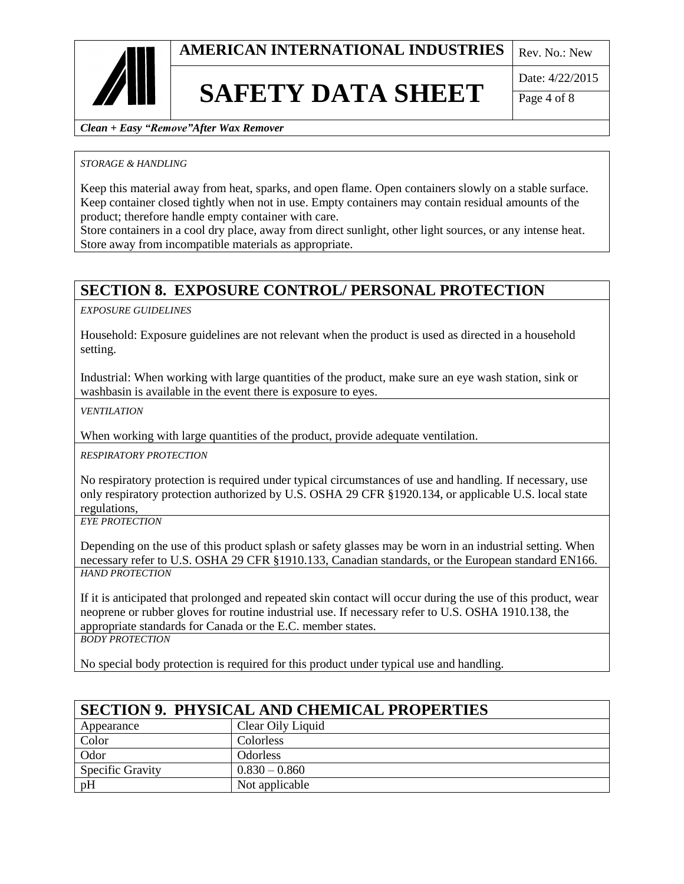*STORAGE & HANDLING*

Keep this material away from heat, sparks, and open flame. Open containers slowly on a stable surface. Keep container closed tightly when not in use. Empty containers may contain residual amounts of the product; therefore handle empty container with care.
Store containers in a cool dry place, away from direct sunlight, other light sources, or any intense heat. Store away from incompatible materials as appropriate.

## SECTION 8. EXPOSURE CONTROL/ PERSONAL PROTECTION

*EXPOSURE GUIDELINES*

Household: Exposure guidelines are not relevant when the product is used as directed in a household setting.

Industrial: When working with large quantities of the product, make sure an eye wash station, sink or washbasin is available in the event there is exposure to eyes.

*VENTILATION*

When working with large quantities of the product, provide adequate ventilation.

*RESPIRATORY PROTECTION*

No respiratory protection is required under typical circumstances of use and handling. If necessary, use only respiratory protection authorized by U.S. OSHA 29 CFR §1920.134, or applicable U.S. local state regulations,

*EYE PROTECTION*

Depending on the use of this product splash or safety glasses may be worn in an industrial setting. When necessary refer to U.S. OSHA 29 CFR §1910.133, Canadian standards, or the European standard EN166.

*HAND PROTECTION*

If it is anticipated that prolonged and repeated skin contact will occur during the use of this product, wear neoprene or rubber gloves for routine industrial use. If necessary refer to U.S. OSHA 1910.138, the appropriate standards for Canada or the E.C. member states.

*BODY PROTECTION*

No special body protection is required for this product under typical use and handling.

## SECTION 9. PHYSICAL AND CHEMICAL PROPERTIES

| Property | Value |
|---|---|
| Appearance | Clear Oily Liquid |
| Color | Colorless |
| Odor | Odorless |
| Specific Gravity | 0.830 – 0.860 |
| pH | Not applicable |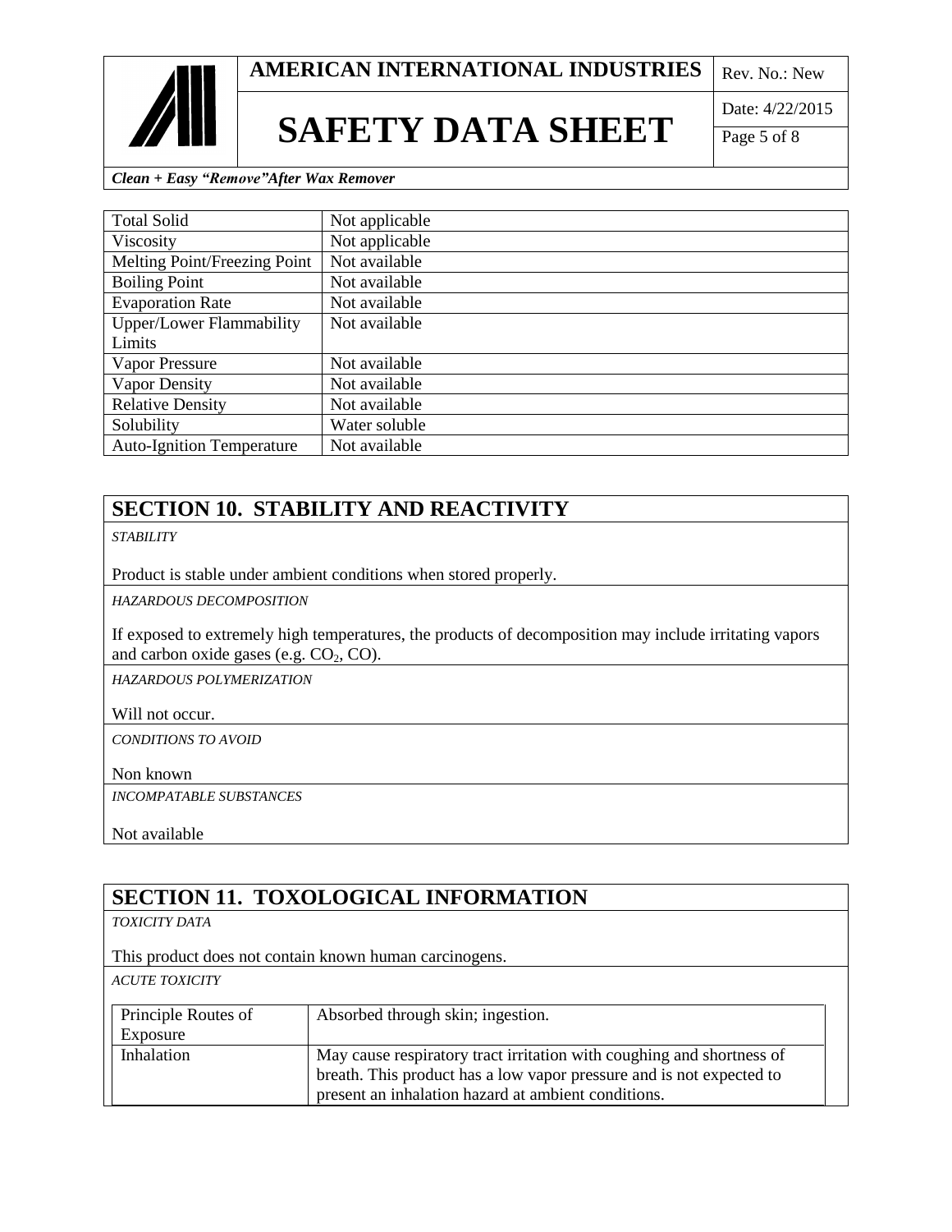| Total Solid | Not applicable |
| --- | --- |
| Viscosity | Not applicable |
| Melting Point/Freezing Point | Not available |
| Boiling Point | Not available |
| Evaporation Rate | Not available |
| Upper/Lower Flammability Limits | Not available |
| Vapor Pressure | Not available |
| Vapor Density | Not available |
| Relative Density | Not available |
| Solubility | Water soluble |
| Auto-Ignition Temperature | Not available |

## SECTION 10. STABILITY AND REACTIVITY

*STABILITY*

Product is stable under ambient conditions when stored properly.

*HAZARDOUS DECOMPOSITION*

If exposed to extremely high temperatures, the products of decomposition may include irritating vapors and carbon oxide gases (e.g. $CO_2$, CO).

*HAZARDOUS POLYMERIZATION*

Will not occur.

*CONDITIONS TO AVOID*

Non known

*INCOMPATABLE SUBSTANCES*

Not available

## SECTION 11. TOXOLOGICAL INFORMATION

*TOXICITY DATA*

This product does not contain known human carcinogens.

*ACUTE TOXICITY*

| Principle Routes of Exposure | Absorbed through skin; ingestion. |
| --- | --- |
| Inhalation | May cause respiratory tract irritation with coughing and shortness of breath. This product has a low vapor pressure and is not expected to present an inhalation hazard at ambient conditions. |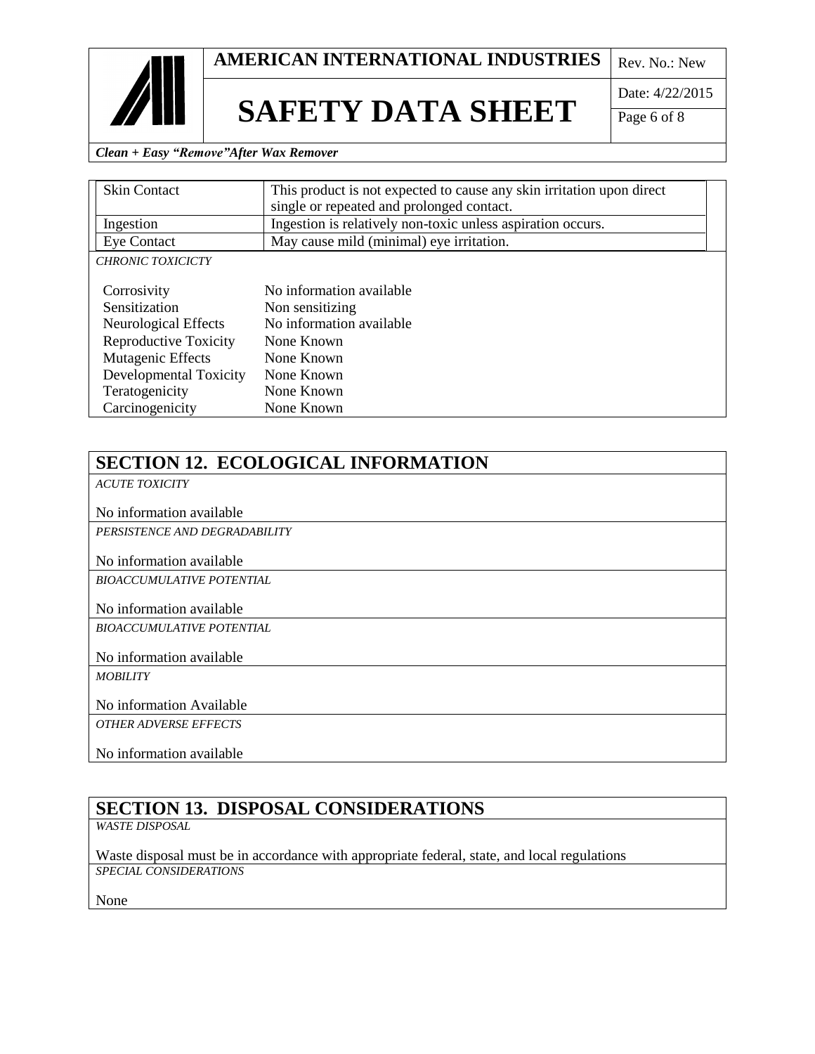| | |
|---|---|
| Skin Contact | This product is not expected to cause any skin irritation upon direct single or repeated and prolonged contact. |
| Ingestion | Ingestion is relatively non-toxic unless aspiration occurs. |
| Eye Contact | May cause mild (minimal) eye irritation. |

*CHRONIC TOXICICTY*

| | |
|---|---|
| Corrosivity | No information available |
| Sensitization | Non sensitizing |
| Neurological Effects | No information available |
| Reproductive Toxicity | None Known |
| Mutagenic Effects | None Known |
| Developmental Toxicity | None Known |
| Teratogenicity | None Known |
| Carcinogenicity | None Known |

## SECTION 12. ECOLOGICAL INFORMATION

*ACUTE TOXICITY*

No information available

*PERSISTENCE AND DEGRADABILITY*

No information available

*BIOACCUMULATIVE POTENTIAL*

No information available

*BIOACCUMULATIVE POTENTIAL*

No information available

*MOBILITY*

No information Available

*OTHER ADVERSE EFFECTS*

No information available

## SECTION 13. DISPOSAL CONSIDERATIONS

*WASTE DISPOSAL*

Waste disposal must be in accordance with appropriate federal, state, and local regulations

*SPECIAL CONSIDERATIONS*

None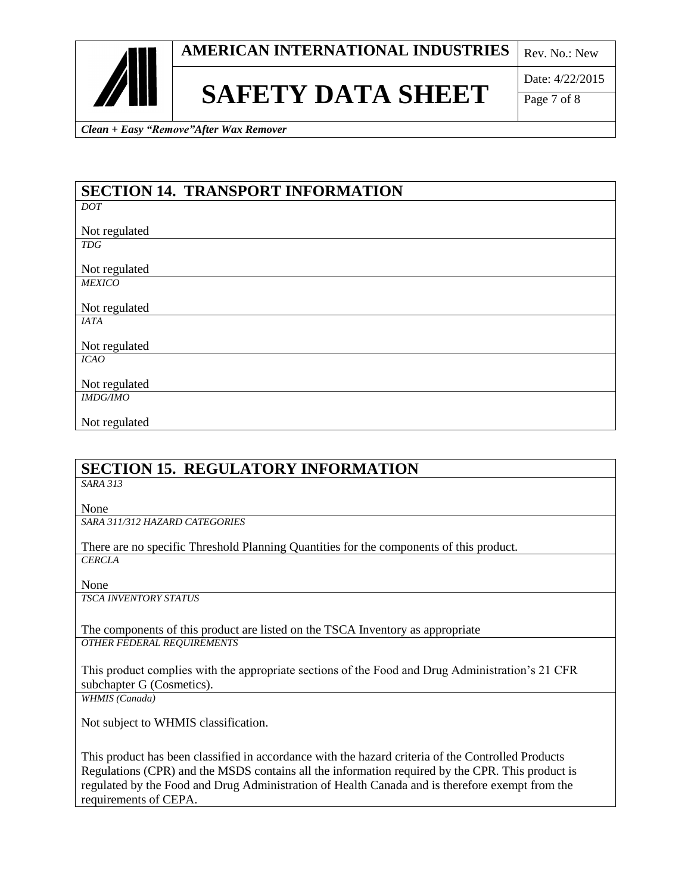## SECTION 14. TRANSPORT INFORMATION

*DOT*

Not regulated

*TDG*

Not regulated

*MEXICO*

Not regulated

*IATA*

Not regulated

*ICAO*

Not regulated

*IMDG/IMO*

Not regulated

## SECTION 15. REGULATORY INFORMATION

*SARA 313*

None

*SARA 311/312 HAZARD CATEGORIES*

There are no specific Threshold Planning Quantities for the components of this product.

*CERCLA*

None

*TSCA INVENTORY STATUS*

The components of this product are listed on the TSCA Inventory as appropriate

*OTHER FEDERAL REQUIREMENTS*

This product complies with the appropriate sections of the Food and Drug Administration's 21 CFR subchapter G (Cosmetics).

*WHMIS (Canada)*

Not subject to WHMIS classification.

This product has been classified in accordance with the hazard criteria of the Controlled Products Regulations (CPR) and the MSDS contains all the information required by the CPR. This product is regulated by the Food and Drug Administration of Health Canada and is therefore exempt from the requirements of CEPA.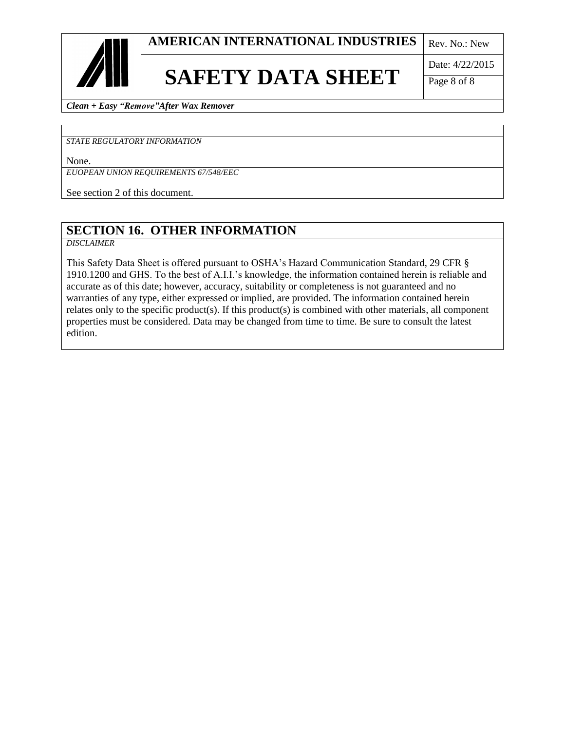*STATE REGULATORY INFORMATION*

None.

*EUOPEAN UNION REQUIREMENTS 67/548/EEC*

See section 2 of this document.

## SECTION 16. OTHER INFORMATION

*DISCLAIMER*

This Safety Data Sheet is offered pursuant to OSHA's Hazard Communication Standard, 29 CFR § 1910.1200 and GHS. To the best of A.I.I.'s knowledge, the information contained herein is reliable and accurate as of this date; however, accuracy, suitability or completeness is not guaranteed and no warranties of any type, either expressed or implied, are provided. The information contained herein relates only to the specific product(s). If this product(s) is combined with other materials, all component properties must be considered. Data may be changed from time to time. Be sure to consult the latest edition.